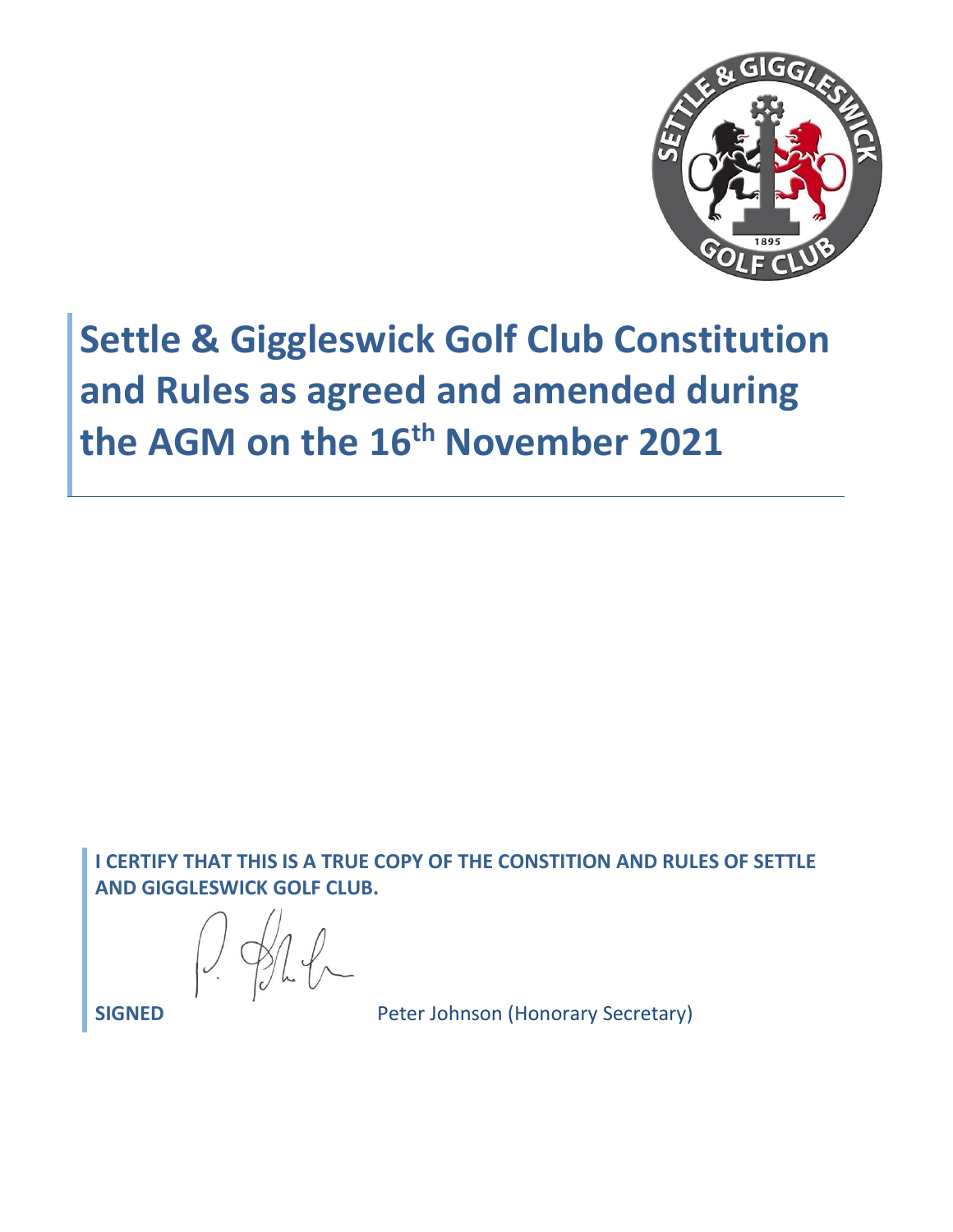# Settle & Giggleswick Golf Club Constitution and Rules as agreed and amended during the AGM on the 16th November 2021

**I CERTIFY THAT THIS IS A TRUE COPY OF THE CONSTITION AND RULES OF SETTLE AND GIGGLESWICK GOLF CLUB.**

**SIGNED** Peter Johnson (Honorary Secretary)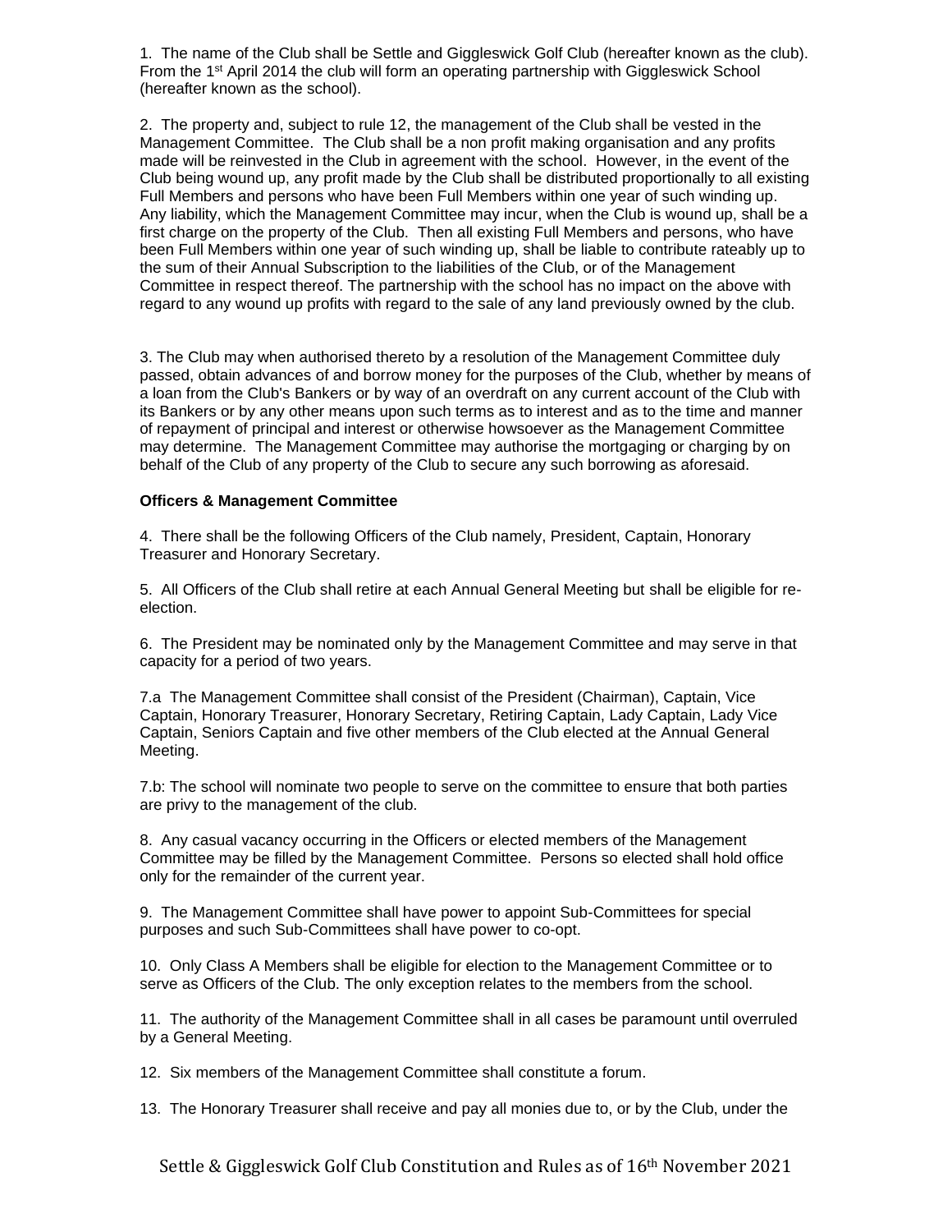1. The name of the Club shall be Settle and Giggleswick Golf Club (hereafter known as the club). From the 1st April 2014 the club will form an operating partnership with Giggleswick School (hereafter known as the school).

2. The property and, subject to rule 12, the management of the Club shall be vested in the Management Committee. The Club shall be a non profit making organisation and any profits made will be reinvested in the Club in agreement with the school. However, in the event of the Club being wound up, any profit made by the Club shall be distributed proportionally to all existing Full Members and persons who have been Full Members within one year of such winding up. Any liability, which the Management Committee may incur, when the Club is wound up, shall be a first charge on the property of the Club. Then all existing Full Members and persons, who have been Full Members within one year of such winding up, shall be liable to contribute rateably up to the sum of their Annual Subscription to the liabilities of the Club, or of the Management Committee in respect thereof. The partnership with the school has no impact on the above with regard to any wound up profits with regard to the sale of any land previously owned by the club.

3. The Club may when authorised thereto by a resolution of the Management Committee duly passed, obtain advances of and borrow money for the purposes of the Club, whether by means of a loan from the Club's Bankers or by way of an overdraft on any current account of the Club with its Bankers or by any other means upon such terms as to interest and as to the time and manner of repayment of principal and interest or otherwise howsoever as the Management Committee may determine. The Management Committee may authorise the mortgaging or charging by on behalf of the Club of any property of the Club to secure any such borrowing as aforesaid.

**Officers & Management Committee**

4. There shall be the following Officers of the Club namely, President, Captain, Honorary Treasurer and Honorary Secretary.

5. All Officers of the Club shall retire at each Annual General Meeting but shall be eligible for re-election.

6. The President may be nominated only by the Management Committee and may serve in that capacity for a period of two years.

7.a The Management Committee shall consist of the President (Chairman), Captain, Vice Captain, Honorary Treasurer, Honorary Secretary, Retiring Captain, Lady Captain, Lady Vice Captain, Seniors Captain and five other members of the Club elected at the Annual General Meeting.

7.b: The school will nominate two people to serve on the committee to ensure that both parties are privy to the management of the club.

8. Any casual vacancy occurring in the Officers or elected members of the Management Committee may be filled by the Management Committee. Persons so elected shall hold office only for the remainder of the current year.

9. The Management Committee shall have power to appoint Sub-Committees for special purposes and such Sub-Committees shall have power to co-opt.

10. Only Class A Members shall be eligible for election to the Management Committee or to serve as Officers of the Club. The only exception relates to the members from the school.

11. The authority of the Management Committee shall in all cases be paramount until overruled by a General Meeting.

12. Six members of the Management Committee shall constitute a forum.

13. The Honorary Treasurer shall receive and pay all monies due to, or by the Club, under the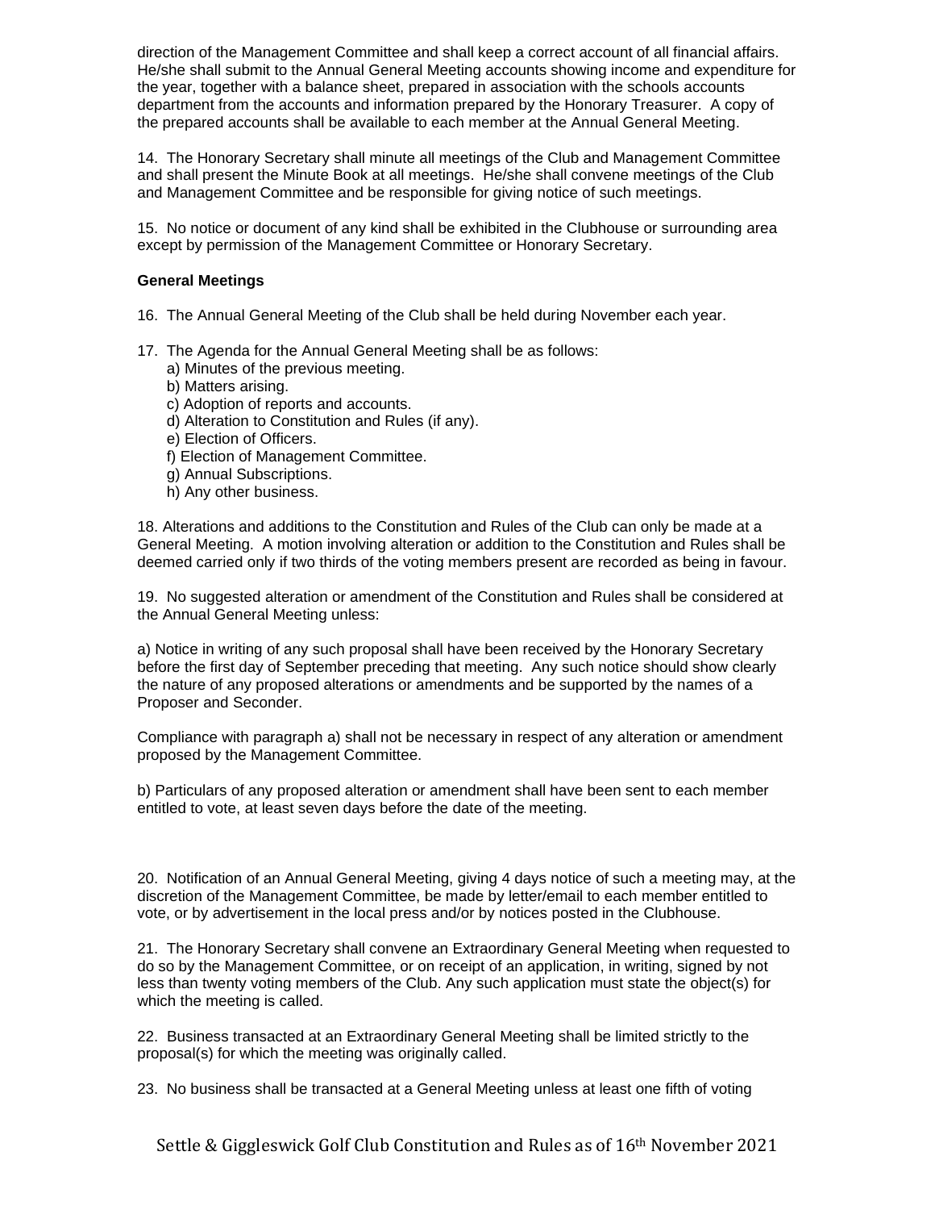direction of the Management Committee and shall keep a correct account of all financial affairs. He/she shall submit to the Annual General Meeting accounts showing income and expenditure for the year, together with a balance sheet, prepared in association with the schools accounts department from the accounts and information prepared by the Honorary Treasurer. A copy of the prepared accounts shall be available to each member at the Annual General Meeting.

14. The Honorary Secretary shall minute all meetings of the Club and Management Committee and shall present the Minute Book at all meetings. He/she shall convene meetings of the Club and Management Committee and be responsible for giving notice of such meetings.

15. No notice or document of any kind shall be exhibited in the Clubhouse or surrounding area except by permission of the Management Committee or Honorary Secretary.

**General Meetings**

16. The Annual General Meeting of the Club shall be held during November each year.

17. The Agenda for the Annual General Meeting shall be as follows:
   a) Minutes of the previous meeting.
   b) Matters arising.
   c) Adoption of reports and accounts.
   d) Alteration to Constitution and Rules (if any).
   e) Election of Officers.
   f) Election of Management Committee.
   g) Annual Subscriptions.
   h) Any other business.

18. Alterations and additions to the Constitution and Rules of the Club can only be made at a General Meeting. A motion involving alteration or addition to the Constitution and Rules shall be deemed carried only if two thirds of the voting members present are recorded as being in favour.

19. No suggested alteration or amendment of the Constitution and Rules shall be considered at the Annual General Meeting unless:

a) Notice in writing of any such proposal shall have been received by the Honorary Secretary before the first day of September preceding that meeting. Any such notice should show clearly the nature of any proposed alterations or amendments and be supported by the names of a Proposer and Seconder.

Compliance with paragraph a) shall not be necessary in respect of any alteration or amendment proposed by the Management Committee.

b) Particulars of any proposed alteration or amendment shall have been sent to each member entitled to vote, at least seven days before the date of the meeting.

20. Notification of an Annual General Meeting, giving 4 days notice of such a meeting may, at the discretion of the Management Committee, be made by letter/email to each member entitled to vote, or by advertisement in the local press and/or by notices posted in the Clubhouse.

21. The Honorary Secretary shall convene an Extraordinary General Meeting when requested to do so by the Management Committee, or on receipt of an application, in writing, signed by not less than twenty voting members of the Club. Any such application must state the object(s) for which the meeting is called.

22. Business transacted at an Extraordinary General Meeting shall be limited strictly to the proposal(s) for which the meeting was originally called.

23. No business shall be transacted at a General Meeting unless at least one fifth of voting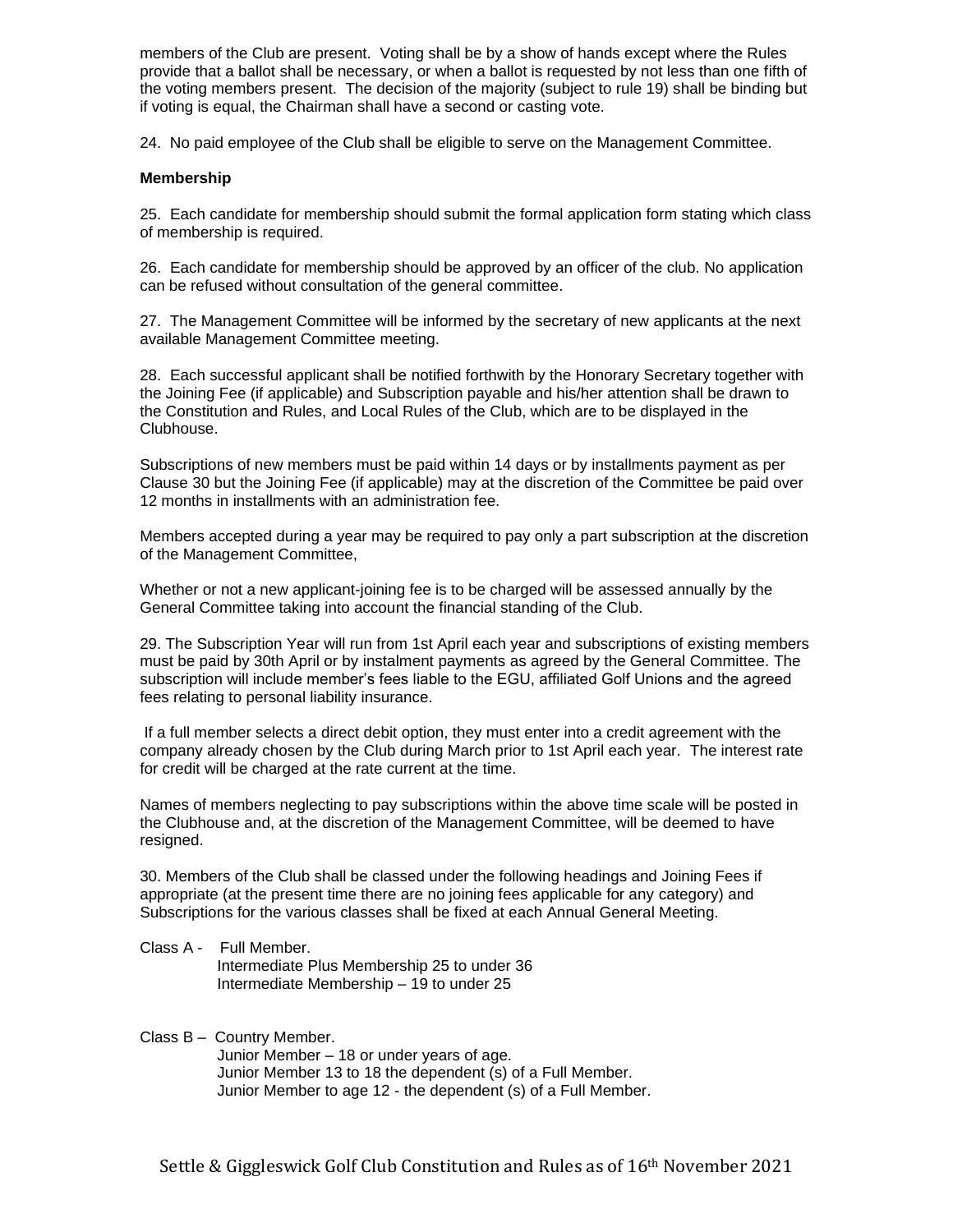members of the Club are present. Voting shall be by a show of hands except where the Rules provide that a ballot shall be necessary, or when a ballot is requested by not less than one fifth of the voting members present. The decision of the majority (subject to rule 19) shall be binding but if voting is equal, the Chairman shall have a second or casting vote.

24. No paid employee of the Club shall be eligible to serve on the Management Committee.

**Membership**

25. Each candidate for membership should submit the formal application form stating which class of membership is required.

26. Each candidate for membership should be approved by an officer of the club. No application can be refused without consultation of the general committee.

27. The Management Committee will be informed by the secretary of new applicants at the next available Management Committee meeting.

28. Each successful applicant shall be notified forthwith by the Honorary Secretary together with the Joining Fee (if applicable) and Subscription payable and his/her attention shall be drawn to the Constitution and Rules, and Local Rules of the Club, which are to be displayed in the Clubhouse.

Subscriptions of new members must be paid within 14 days or by installments payment as per Clause 30 but the Joining Fee (if applicable) may at the discretion of the Committee be paid over 12 months in installments with an administration fee.

Members accepted during a year may be required to pay only a part subscription at the discretion of the Management Committee,

Whether or not a new applicant-joining fee is to be charged will be assessed annually by the General Committee taking into account the financial standing of the Club.

29. The Subscription Year will run from 1st April each year and subscriptions of existing members must be paid by 30th April or by instalment payments as agreed by the General Committee. The subscription will include member's fees liable to the EGU, affiliated Golf Unions and the agreed fees relating to personal liability insurance.

If a full member selects a direct debit option, they must enter into a credit agreement with the company already chosen by the Club during March prior to 1st April each year. The interest rate for credit will be charged at the rate current at the time.

Names of members neglecting to pay subscriptions within the above time scale will be posted in the Clubhouse and, at the discretion of the Management Committee, will be deemed to have resigned.

30. Members of the Club shall be classed under the following headings and Joining Fees if appropriate (at the present time there are no joining fees applicable for any category) and Subscriptions for the various classes shall be fixed at each Annual General Meeting.

Class A - Full Member.
Intermediate Plus Membership 25 to under 36
Intermediate Membership – 19 to under 25

Class B – Country Member.
Junior Member – 18 or under years of age.
Junior Member 13 to 18 the dependent (s) of a Full Member.
Junior Member to age 12 - the dependent (s) of a Full Member.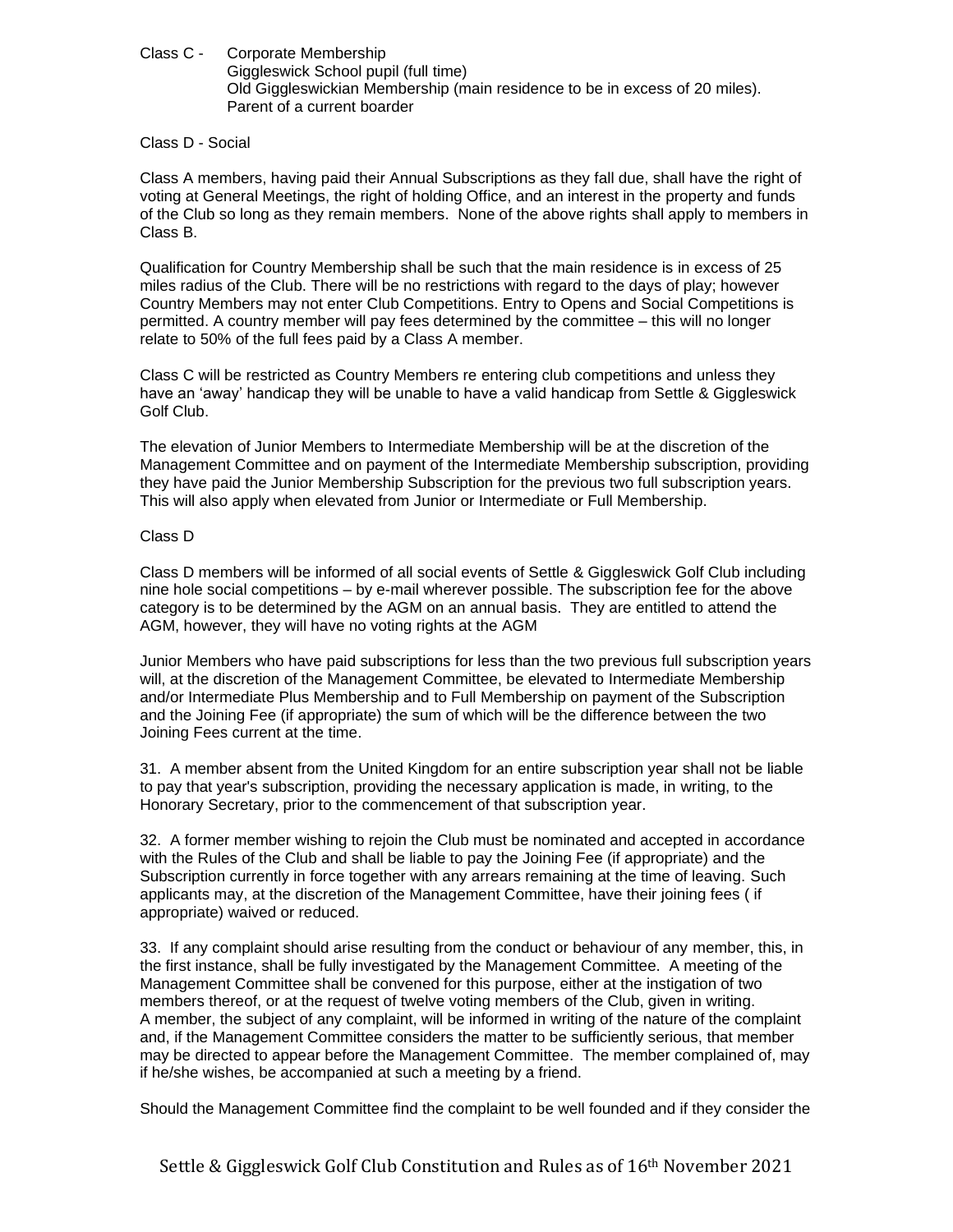Class C - Corporate Membership
Giggleswick School pupil (full time)
Old Giggleswickian Membership (main residence to be in excess of 20 miles).
Parent of a current boarder

Class D - Social

Class A members, having paid their Annual Subscriptions as they fall due, shall have the right of voting at General Meetings, the right of holding Office, and an interest in the property and funds of the Club so long as they remain members. None of the above rights shall apply to members in Class B.

Qualification for Country Membership shall be such that the main residence is in excess of 25 miles radius of the Club. There will be no restrictions with regard to the days of play; however Country Members may not enter Club Competitions. Entry to Opens and Social Competitions is permitted. A country member will pay fees determined by the committee – this will no longer relate to 50% of the full fees paid by a Class A member.

Class C will be restricted as Country Members re entering club competitions and unless they have an 'away' handicap they will be unable to have a valid handicap from Settle & Giggleswick Golf Club.

The elevation of Junior Members to Intermediate Membership will be at the discretion of the Management Committee and on payment of the Intermediate Membership subscription, providing they have paid the Junior Membership Subscription for the previous two full subscription years. This will also apply when elevated from Junior or Intermediate or Full Membership.

Class D

Class D members will be informed of all social events of Settle & Giggleswick Golf Club including nine hole social competitions – by e-mail wherever possible. The subscription fee for the above category is to be determined by the AGM on an annual basis. They are entitled to attend the AGM, however, they will have no voting rights at the AGM

Junior Members who have paid subscriptions for less than the two previous full subscription years will, at the discretion of the Management Committee, be elevated to Intermediate Membership and/or Intermediate Plus Membership and to Full Membership on payment of the Subscription and the Joining Fee (if appropriate) the sum of which will be the difference between the two Joining Fees current at the time.

31. A member absent from the United Kingdom for an entire subscription year shall not be liable to pay that year's subscription, providing the necessary application is made, in writing, to the Honorary Secretary, prior to the commencement of that subscription year.

32. A former member wishing to rejoin the Club must be nominated and accepted in accordance with the Rules of the Club and shall be liable to pay the Joining Fee (if appropriate) and the Subscription currently in force together with any arrears remaining at the time of leaving. Such applicants may, at the discretion of the Management Committee, have their joining fees ( if appropriate) waived or reduced.

33. If any complaint should arise resulting from the conduct or behaviour of any member, this, in the first instance, shall be fully investigated by the Management Committee. A meeting of the Management Committee shall be convened for this purpose, either at the instigation of two members thereof, or at the request of twelve voting members of the Club, given in writing. A member, the subject of any complaint, will be informed in writing of the nature of the complaint and, if the Management Committee considers the matter to be sufficiently serious, that member may be directed to appear before the Management Committee. The member complained of, may if he/she wishes, be accompanied at such a meeting by a friend.

Should the Management Committee find the complaint to be well founded and if they consider the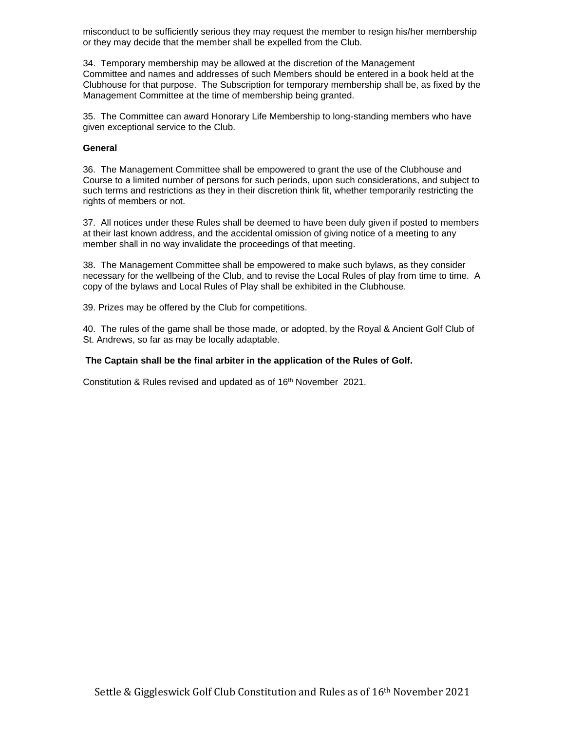misconduct to be sufficiently serious they may request the member to resign his/her membership or they may decide that the member shall be expelled from the Club.

34. Temporary membership may be allowed at the discretion of the Management Committee and names and addresses of such Members should be entered in a book held at the Clubhouse for that purpose. The Subscription for temporary membership shall be, as fixed by the Management Committee at the time of membership being granted.

35. The Committee can award Honorary Life Membership to long-standing members who have given exceptional service to the Club.

**General**

36. The Management Committee shall be empowered to grant the use of the Clubhouse and Course to a limited number of persons for such periods, upon such considerations, and subject to such terms and restrictions as they in their discretion think fit, whether temporarily restricting the rights of members or not.

37. All notices under these Rules shall be deemed to have been duly given if posted to members at their last known address, and the accidental omission of giving notice of a meeting to any member shall in no way invalidate the proceedings of that meeting.

38. The Management Committee shall be empowered to make such bylaws, as they consider necessary for the wellbeing of the Club, and to revise the Local Rules of play from time to time. A copy of the bylaws and Local Rules of Play shall be exhibited in the Clubhouse.

39. Prizes may be offered by the Club for competitions.

40. The rules of the game shall be those made, or adopted, by the Royal & Ancient Golf Club of St. Andrews, so far as may be locally adaptable.

**The Captain shall be the final arbiter in the application of the Rules of Golf.**

Constitution & Rules revised and updated as of 16th November 2021.